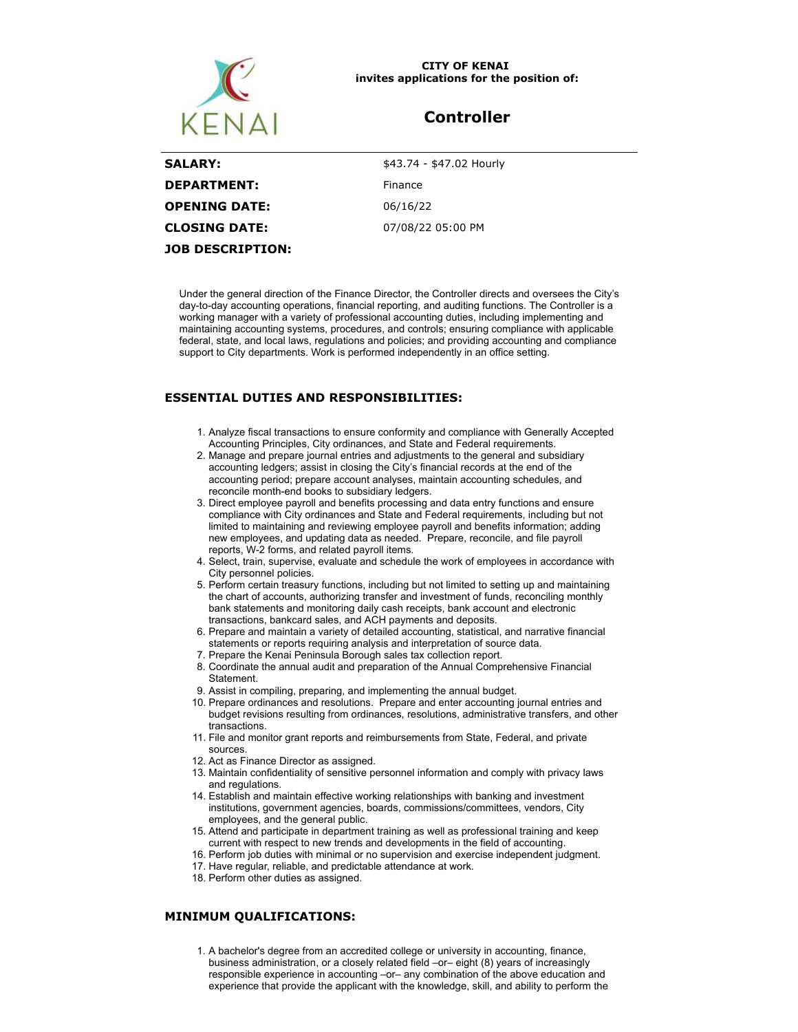**CITY OF KENAI**
**invites applications for the position of:**

# Controller

| | |
|---|---|
| **SALARY:** | $43.74 - $47.02 Hourly |
| **DEPARTMENT:** | Finance |
| **OPENING DATE:** | 06/16/22 |
| **CLOSING DATE:** | 07/08/22 05:00 PM |

**JOB DESCRIPTION:**

Under the general direction of the Finance Director, the Controller directs and oversees the City's day-to-day accounting operations, financial reporting, and auditing functions. The Controller is a working manager with a variety of professional accounting duties, including implementing and maintaining accounting systems, procedures, and controls; ensuring compliance with applicable federal, state, and local laws, regulations and policies; and providing accounting and compliance support to City departments. Work is performed independently in an office setting.

## ESSENTIAL DUTIES AND RESPONSIBILITIES:

1. Analyze fiscal transactions to ensure conformity and compliance with Generally Accepted Accounting Principles, City ordinances, and State and Federal requirements.
2. Manage and prepare journal entries and adjustments to the general and subsidiary accounting ledgers; assist in closing the City's financial records at the end of the accounting period; prepare account analyses, maintain accounting schedules, and reconcile month-end books to subsidiary ledgers.
3. Direct employee payroll and benefits processing and data entry functions and ensure compliance with City ordinances and State and Federal requirements, including but not limited to maintaining and reviewing employee payroll and benefits information; adding new employees, and updating data as needed. Prepare, reconcile, and file payroll reports, W-2 forms, and related payroll items.
4. Select, train, supervise, evaluate and schedule the work of employees in accordance with City personnel policies.
5. Perform certain treasury functions, including but not limited to setting up and maintaining the chart of accounts, authorizing transfer and investment of funds, reconciling monthly bank statements and monitoring daily cash receipts, bank account and electronic transactions, bankcard sales, and ACH payments and deposits.
6. Prepare and maintain a variety of detailed accounting, statistical, and narrative financial statements or reports requiring analysis and interpretation of source data.
7. Prepare the Kenai Peninsula Borough sales tax collection report.
8. Coordinate the annual audit and preparation of the Annual Comprehensive Financial Statement.
9. Assist in compiling, preparing, and implementing the annual budget.
10. Prepare ordinances and resolutions. Prepare and enter accounting journal entries and budget revisions resulting from ordinances, resolutions, administrative transfers, and other transactions.
11. File and monitor grant reports and reimbursements from State, Federal, and private sources.
12. Act as Finance Director as assigned.
13. Maintain confidentiality of sensitive personnel information and comply with privacy laws and regulations.
14. Establish and maintain effective working relationships with banking and investment institutions, government agencies, boards, commissions/committees, vendors, City employees, and the general public.
15. Attend and participate in department training as well as professional training and keep current with respect to new trends and developments in the field of accounting.
16. Perform job duties with minimal or no supervision and exercise independent judgment.
17. Have regular, reliable, and predictable attendance at work.
18. Perform other duties as assigned.

## MINIMUM QUALIFICATIONS:

1. A bachelor's degree from an accredited college or university in accounting, finance, business administration, or a closely related field –or– eight (8) years of increasingly responsible experience in accounting –or– any combination of the above education and experience that provide the applicant with the knowledge, skill, and ability to perform the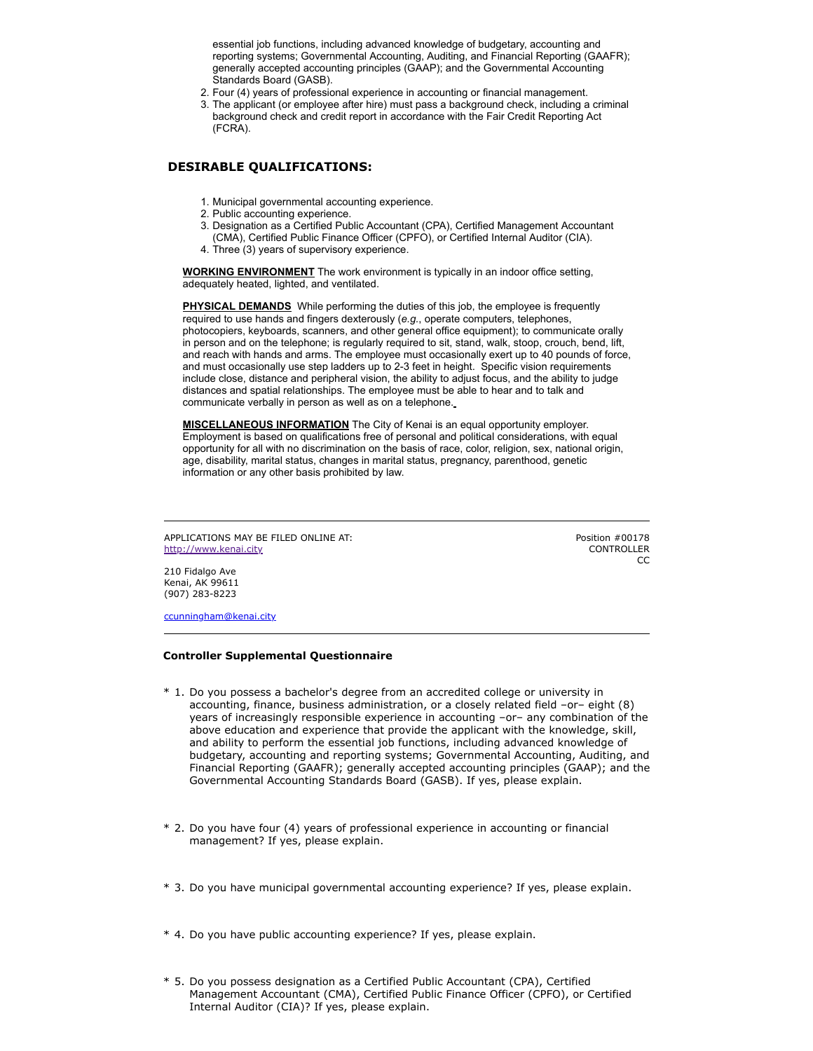essential job functions, including advanced knowledge of budgetary, accounting and reporting systems; Governmental Accounting, Auditing, and Financial Reporting (GAAFR); generally accepted accounting principles (GAAP); and the Governmental Accounting Standards Board (GASB).

2. Four (4) years of professional experience in accounting or financial management.
3. The applicant (or employee after hire) must pass a background check, including a criminal background check and credit report in accordance with the Fair Credit Reporting Act (FCRA).

## DESIRABLE QUALIFICATIONS:

1. Municipal governmental accounting experience.
2. Public accounting experience.
3. Designation as a Certified Public Accountant (CPA), Certified Management Accountant (CMA), Certified Public Finance Officer (CPFO), or Certified Internal Auditor (CIA).
4. Three (3) years of supervisory experience.

**WORKING ENVIRONMENT** The work environment is typically in an indoor office setting, adequately heated, lighted, and ventilated.

**PHYSICAL DEMANDS** While performing the duties of this job, the employee is frequently required to use hands and fingers dexterously (*e.g.*, operate computers, telephones, photocopiers, keyboards, scanners, and other general office equipment); to communicate orally in person and on the telephone; is regularly required to sit, stand, walk, stoop, crouch, bend, lift, and reach with hands and arms. The employee must occasionally exert up to 40 pounds of force, and must occasionally use step ladders up to 2-3 feet in height. Specific vision requirements include close, distance and peripheral vision, the ability to adjust focus, and the ability to judge distances and spatial relationships. The employee must be able to hear and to talk and communicate verbally in person as well as on a telephone.

**MISCELLANEOUS INFORMATION** The City of Kenai is an equal opportunity employer. Employment is based on qualifications free of personal and political considerations, with equal opportunity for all with no discrimination on the basis of race, color, religion, sex, national origin, age, disability, marital status, changes in marital status, pregnancy, parenthood, genetic information or any other basis prohibited by law.

---

APPLICATIONS MAY BE FILED ONLINE AT:
http://www.kenai.city

210 Fidalgo Ave
Kenai, AK 99611
(907) 283-8223

ccunningham@kenai.city

Position #00178
CONTROLLER
CC

---

### Controller Supplemental Questionnaire

\* 1. Do you possess a bachelor's degree from an accredited college or university in accounting, finance, business administration, or a closely related field –or– eight (8) years of increasingly responsible experience in accounting –or– any combination of the above education and experience that provide the applicant with the knowledge, skill, and ability to perform the essential job functions, including advanced knowledge of budgetary, accounting and reporting systems; Governmental Accounting, Auditing, and Financial Reporting (GAAFR); generally accepted accounting principles (GAAP); and the Governmental Accounting Standards Board (GASB). If yes, please explain.

\* 2. Do you have four (4) years of professional experience in accounting or financial management? If yes, please explain.

\* 3. Do you have municipal governmental accounting experience? If yes, please explain.

\* 4. Do you have public accounting experience? If yes, please explain.

\* 5. Do you possess designation as a Certified Public Accountant (CPA), Certified Management Accountant (CMA), Certified Public Finance Officer (CPFO), or Certified Internal Auditor (CIA)? If yes, please explain.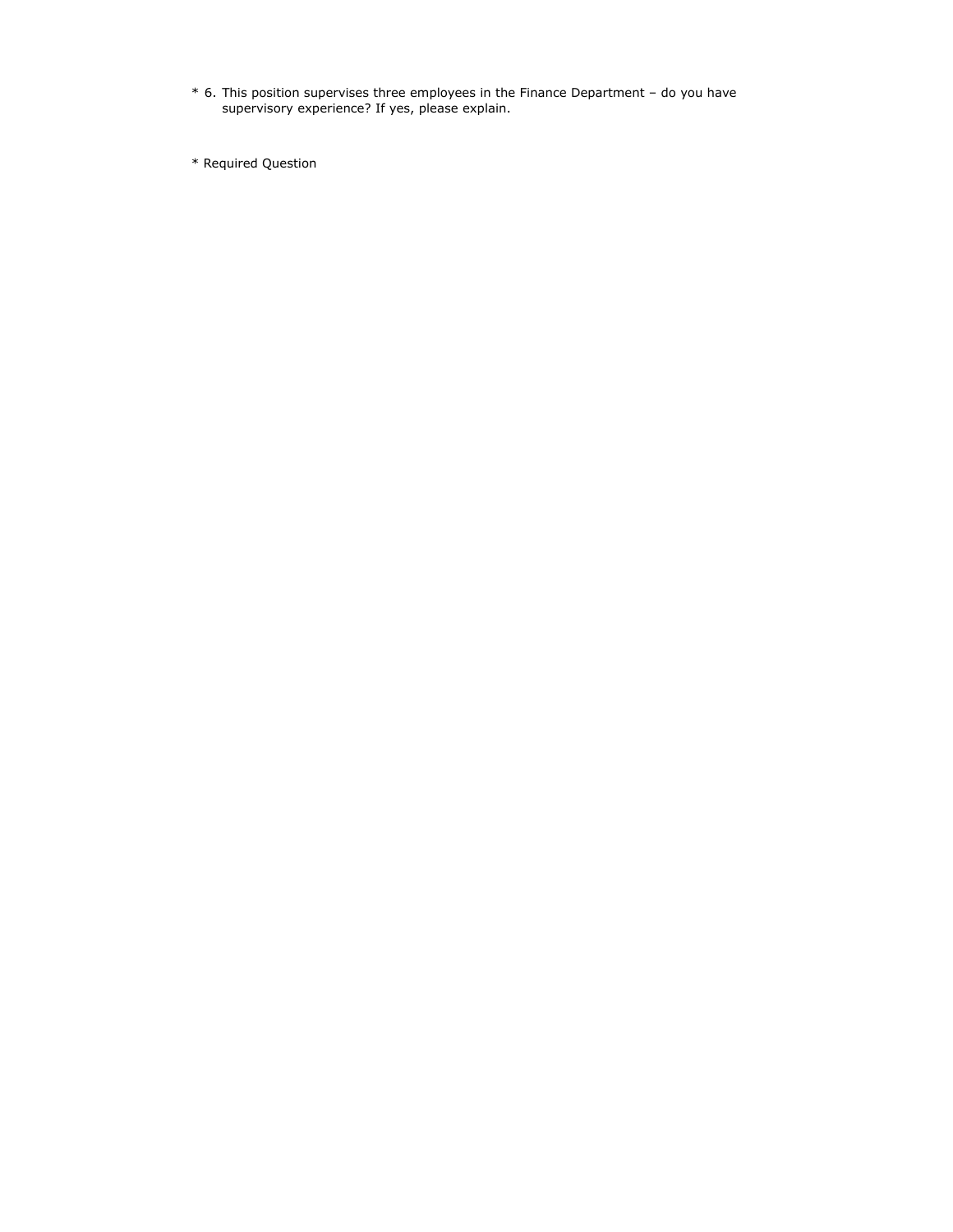* 6. This position supervises three employees in the Finance Department – do you have supervisory experience? If yes, please explain.

* Required Question